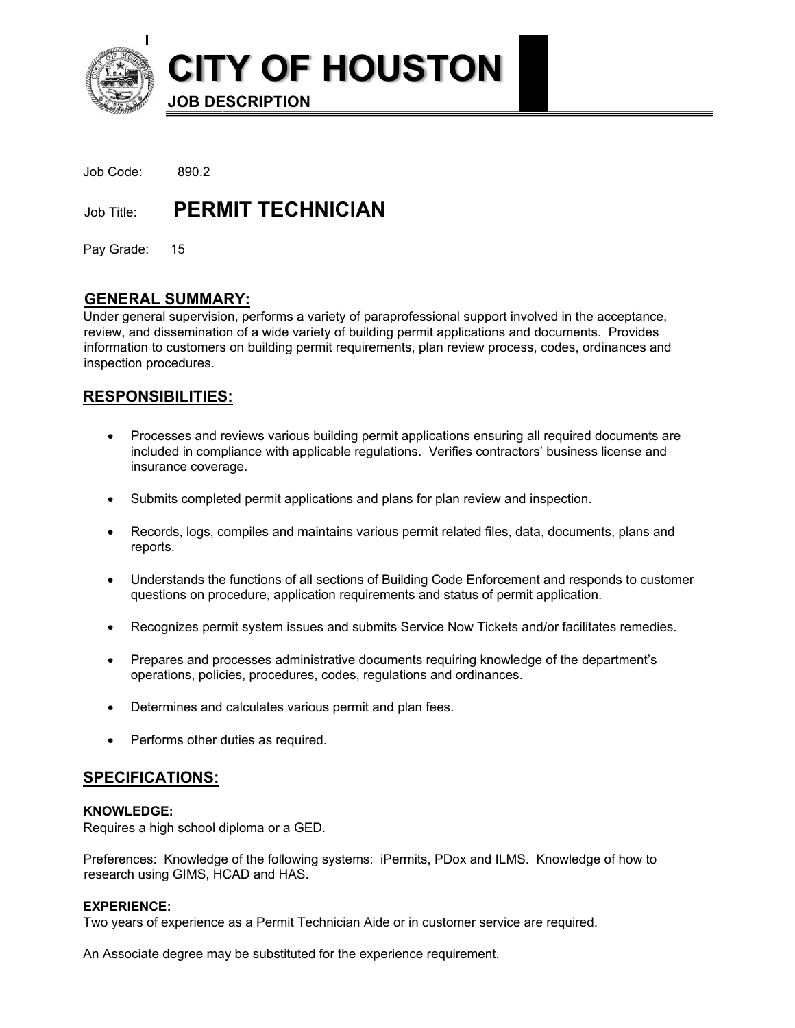# CITY OF HOUSTON

**JOB DESCRIPTION**

Job Code: 890.2

Job Title: **PERMIT TECHNICIAN**

Pay Grade: 15

## GENERAL SUMMARY:

Under general supervision, performs a variety of paraprofessional support involved in the acceptance, review, and dissemination of a wide variety of building permit applications and documents. Provides information to customers on building permit requirements, plan review process, codes, ordinances and inspection procedures.

## RESPONSIBILITIES:

- Processes and reviews various building permit applications ensuring all required documents are included in compliance with applicable regulations. Verifies contractors' business license and insurance coverage.
- Submits completed permit applications and plans for plan review and inspection.
- Records, logs, compiles and maintains various permit related files, data, documents, plans and reports.
- Understands the functions of all sections of Building Code Enforcement and responds to customer questions on procedure, application requirements and status of permit application.
- Recognizes permit system issues and submits Service Now Tickets and/or facilitates remedies.
- Prepares and processes administrative documents requiring knowledge of the department's operations, policies, procedures, codes, regulations and ordinances.
- Determines and calculates various permit and plan fees.
- Performs other duties as required.

## SPECIFICATIONS:

**KNOWLEDGE:**
Requires a high school diploma or a GED.

Preferences: Knowledge of the following systems: iPermits, PDox and ILMS. Knowledge of how to research using GIMS, HCAD and HAS.

**EXPERIENCE:**
Two years of experience as a Permit Technician Aide or in customer service are required.

An Associate degree may be substituted for the experience requirement.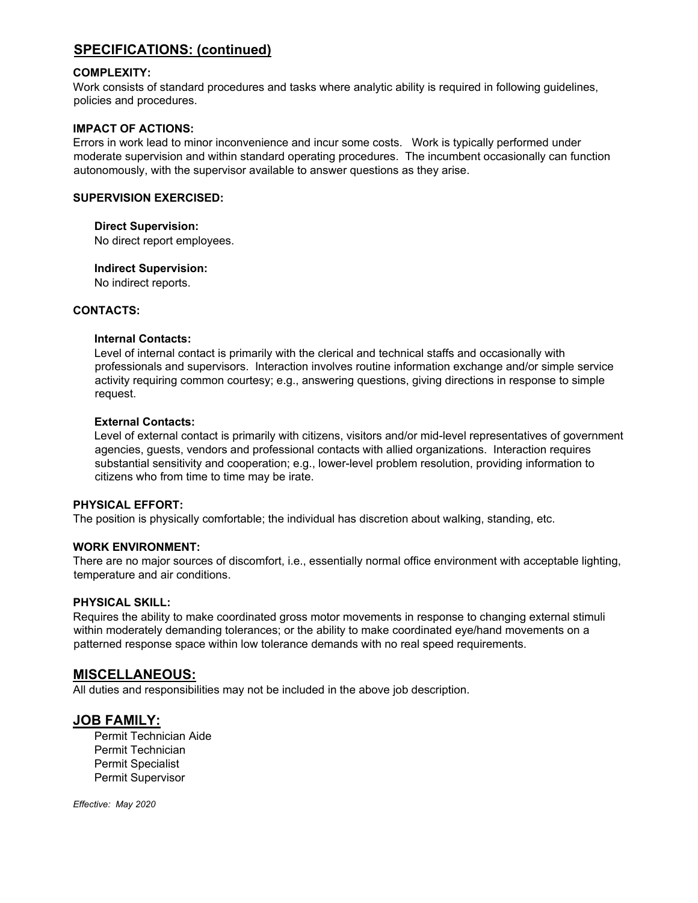## SPECIFICATIONS: (continued)

### COMPLEXITY:

Work consists of standard procedures and tasks where analytic ability is required in following guidelines, policies and procedures.

### IMPACT OF ACTIONS:

Errors in work lead to minor inconvenience and incur some costs. Work is typically performed under moderate supervision and within standard operating procedures. The incumbent occasionally can function autonomously, with the supervisor available to answer questions as they arise.

### SUPERVISION EXERCISED:

**Direct Supervision:**
No direct report employees.

**Indirect Supervision:**
No indirect reports.

### CONTACTS:

**Internal Contacts:**
Level of internal contact is primarily with the clerical and technical staffs and occasionally with professionals and supervisors. Interaction involves routine information exchange and/or simple service activity requiring common courtesy; e.g., answering questions, giving directions in response to simple request.

**External Contacts:**
Level of external contact is primarily with citizens, visitors and/or mid-level representatives of government agencies, guests, vendors and professional contacts with allied organizations. Interaction requires substantial sensitivity and cooperation; e.g., lower-level problem resolution, providing information to citizens who from time to time may be irate.

### PHYSICAL EFFORT:

The position is physically comfortable; the individual has discretion about walking, standing, etc.

### WORK ENVIRONMENT:

There are no major sources of discomfort, i.e., essentially normal office environment with acceptable lighting, temperature and air conditions.

### PHYSICAL SKILL:

Requires the ability to make coordinated gross motor movements in response to changing external stimuli within moderately demanding tolerances; or the ability to make coordinated eye/hand movements on a patterned response space within low tolerance demands with no real speed requirements.

## MISCELLANEOUS:

All duties and responsibilities may not be included in the above job description.

## JOB FAMILY:

Permit Technician Aide
Permit Technician
Permit Specialist
Permit Supervisor

*Effective: May 2020*